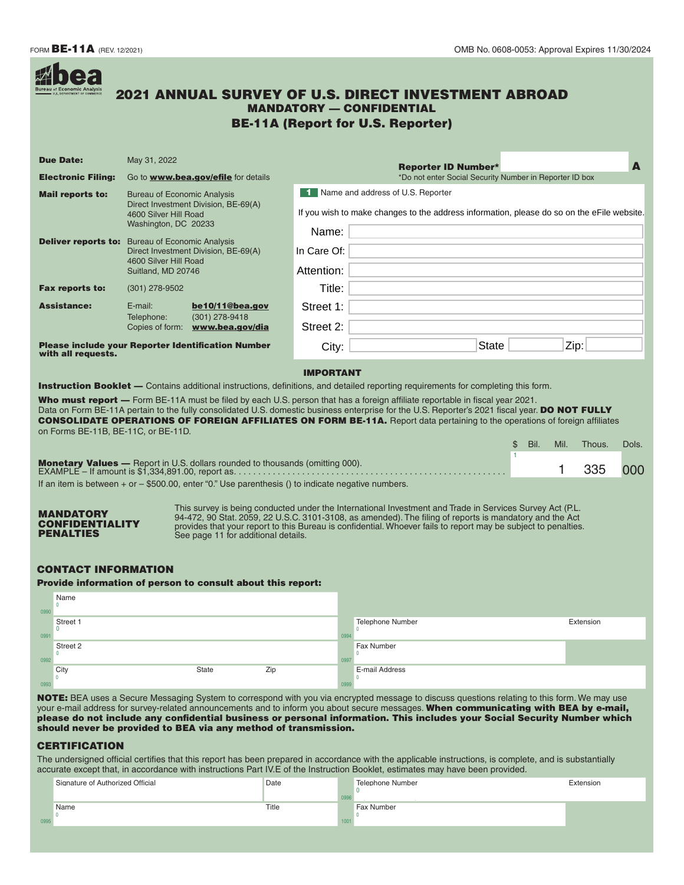FORM **BE-11A** (REV. 12/2021)

OMB No. 0608-0053: Approval Expires 11/30/2024

# 2021 ANNUAL SURVEY OF U.S. DIRECT INVESTMENT ABROAD

## MANDATORY — CONFIDENTIAL

## BE-11A (Report for U.S. Reporter)

| | |
|---|---|
| **Due Date:** | May 31, 2022 |
| **Electronic Filing:** | Go to **www.bea.gov/efile** for details |
| **Mail reports to:** | Bureau of Economic Analysis<br>Direct Investment Division, BE-69(A)<br>4600 Silver Hill Road<br>Washington, DC 20233 |
| **Deliver reports to:** | Bureau of Economic Analysis<br>Direct Investment Division, BE-69(A)<br>4600 Silver Hill Road<br>Suitland, MD 20746 |
| **Fax reports to:** | (301) 278-9502 |
| **Assistance:** | E-mail: **be10/11@bea.gov**<br>Telephone: (301) 278-9418<br>Copies of form: **www.bea.gov/dia** |

**Please include your Reporter Identification Number with all requests.**

**Reporter ID Number*** ____________ **A**

*Do not enter Social Security Number in Reporter ID box

**1** Name and address of U.S. Reporter

If you wish to make changes to the address information, please do so on the eFile website.

Name: ____________

In Care Of: ____________

Attention: ____________

Title: ____________

Street 1: ____________

Street 2: ____________

City: ____________ State ____________ Zip: ____________

### IMPORTANT

**Instruction Booklet —** Contains additional instructions, definitions, and detailed reporting requirements for completing this form.

**Who must report —** Form BE-11A must be filed by each U.S. person that has a foreign affiliate reportable in fiscal year 2021. Data on Form BE-11A pertain to the fully consolidated U.S. domestic business enterprise for the U.S. Reporter's 2021 fiscal year. **DO NOT FULLY CONSOLIDATE OPERATIONS OF FOREIGN AFFILIATES ON FORM BE-11A.** Report data pertaining to the operations of foreign affiliates on Forms BE-11B, BE-11C, or BE-11D.

**Monetary Values —** Report in U.S. dollars rounded to thousands (omitting 000).
EXAMPLE – If amount is $1,334,891.00, report as. . . . . . . . . . . . . . . . . . . . . . . . . . . . . . . . . . . . . . . . . . . . . . . . . . . . . .

| | $ Bil. | Mil. | Thous. | Dols. |
|---|---|---|---|---|
| 1 | | 1 | 335 | 000 |

If an item is between + or – $500.00, enter "0." Use parenthesis () to indicate negative numbers.

**MANDATORY CONFIDENTIALITY PENALTIES**

This survey is being conducted under the International Investment and Trade in Services Survey Act (P.L. 94-472, 90 Stat. 2059, 22 U.S.C. 3101-3108, as amended). The filing of reports is mandatory and the Act provides that your report to this Bureau is confidential. Whoever fails to report may be subject to penalties. See page 11 for additional details.

### CONTACT INFORMATION

**Provide information of person to consult about this report:**

| | | | | | |
|---|---|---|---|---|---|
| 0990 | Name<br>0 | | | | |
| 0991 | Street 1<br>0 | | 0994 | Telephone Number<br>0 | Extension |
| 0992 | Street 2<br>0 | | 0997 | Fax Number<br>0 | |
| 0993 | City<br>0 | State / Zip | 0999 | E-mail Address<br>0 | |

**NOTE:** BEA uses a Secure Messaging System to correspond with you via encrypted message to discuss questions relating to this form. We may use your e-mail address for survey-related announcements and to inform you about secure messages. **When communicating with BEA by e-mail, please do not include any confidential business or personal information. This includes your Social Security Number which should never be provided to BEA via any method of transmission.**

### CERTIFICATION

The undersigned official certifies that this report has been prepared in accordance with the applicable instructions, is complete, and is substantially accurate except that, in accordance with instructions Part IV.E of the Instruction Booklet, estimates may have been provided.

| | | | | | |
|---|---|---|---|---|---|
| | Signature of Authorized Official | Date | 0996 | Telephone Number<br>0 | Extension |
| 0995 | Name<br>0 | Title | 1001 | Fax Number<br>0 | |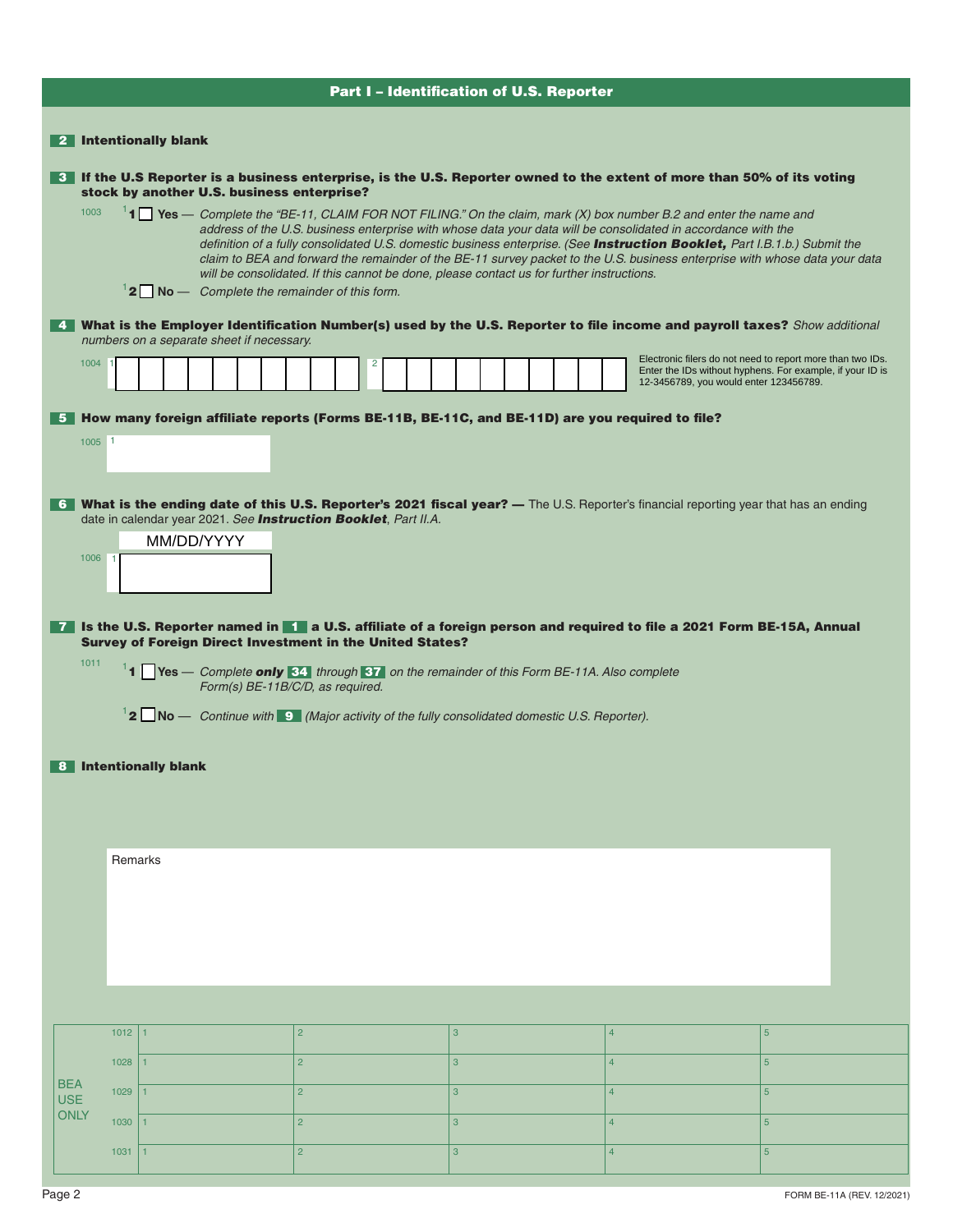## Part I – Identification of U.S. Reporter

**2** **Intentionally blank**

**3** **If the U.S Reporter is a business enterprise, is the U.S. Reporter owned to the extent of more than 50% of its voting stock by another U.S. business enterprise?**

1003

1 ☐ **Yes** — *Complete the "BE-11, CLAIM FOR NOT FILING." On the claim, mark (X) box number B.2 and enter the name and address of the U.S. business enterprise with whose data your data will be consolidated in accordance with the definition of a fully consolidated U.S. domestic business enterprise. (See* ***Instruction Booklet,*** *Part I.B.1.b.) Submit the claim to BEA and forward the remainder of the BE-11 survey packet to the U.S. business enterprise with whose data your data will be consolidated. If this cannot be done, please contact us for further instructions.*

2 ☐ **No** — *Complete the remainder of this form.*

**4** **What is the Employer Identification Number(s) used by the U.S. Reporter to file income and payroll taxes?** *Show additional numbers on a separate sheet if necessary.*

1004 1 ☐☐☐☐☐☐☐☐☐ 2 ☐☐☐☐☐☐☐☐☐

Electronic filers do not need to report more than two IDs. Enter the IDs without hyphens. For example, if your ID is 12-3456789, you would enter 123456789.

**5** **How many foreign affiliate reports (Forms BE-11B, BE-11C, and BE-11D) are you required to file?**

1005 1 ________

**6** **What is the ending date of this U.S. Reporter's 2021 fiscal year? —** The U.S. Reporter's financial reporting year that has an ending date in calendar year 2021. *See* ***Instruction Booklet****, Part II.A.*

MM/DD/YYYY

1006 1 ________

**7** **Is the U.S. Reporter named in 1 a U.S. affiliate of a foreign person and required to file a 2021 Form BE-15A, Annual Survey of Foreign Direct Investment in the United States?**

1011

1 ☐ **Yes** — *Complete* ***only*** *34 through 37 on the remainder of this Form BE-11A. Also complete Form(s) BE-11B/C/D, as required.*

2 ☐ **No** — *Continue with 9 (Major activity of the fully consolidated domestic U.S. Reporter).*

**8** **Intentionally blank**

Remarks

| BEA USE ONLY | | | | | | |
|---|---|---|---|---|---|---|
| | 1012 | 1 | 2 | 3 | 4 | 5 |
| | 1028 | 1 | 2 | 3 | 4 | 5 |
| | 1029 | 1 | 2 | 3 | 4 | 5 |
| | 1030 | 1 | 2 | 3 | 4 | 5 |
| | 1031 | 1 | 2 | 3 | 4 | 5 |

FORM BE-11A (REV. 12/2021)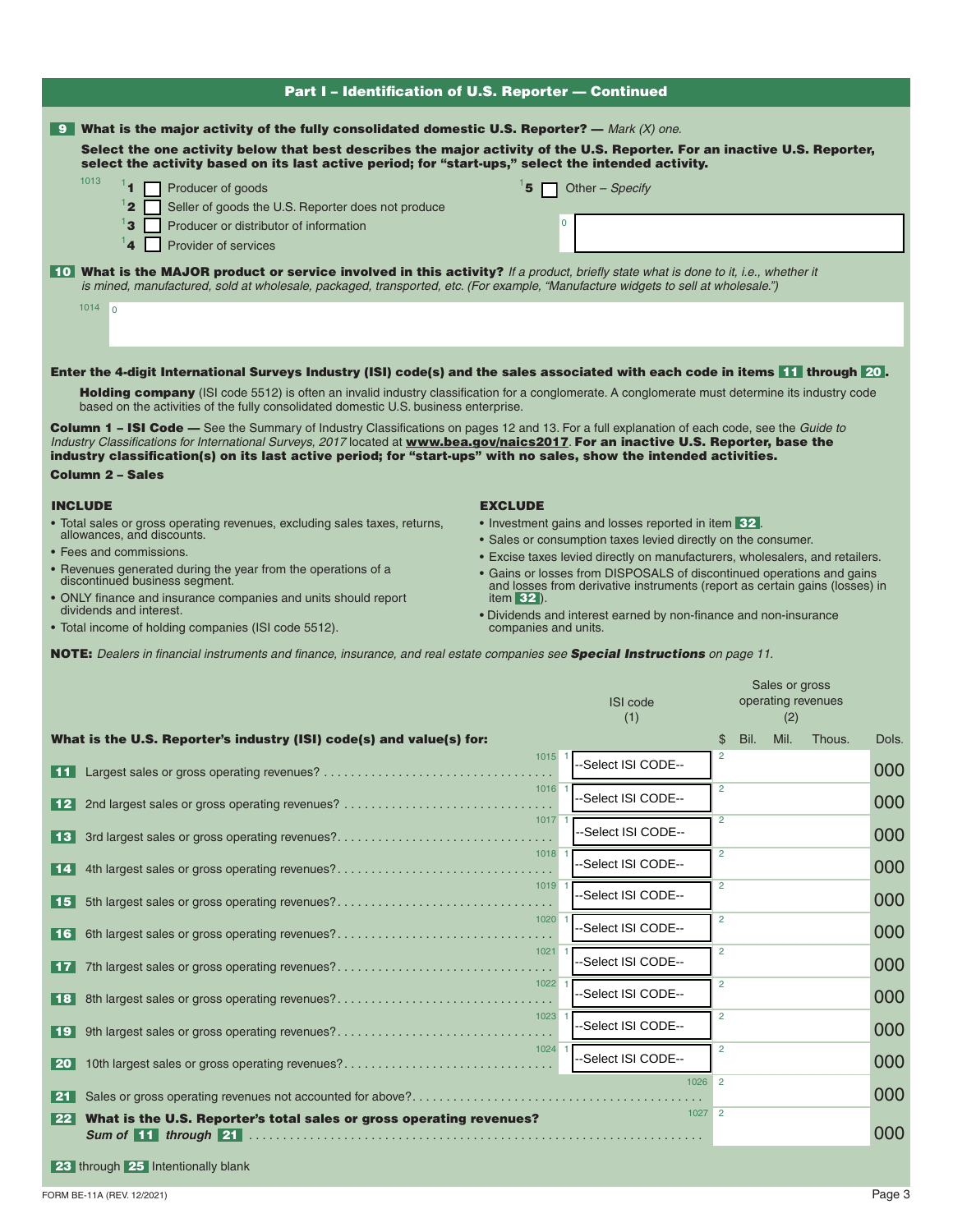## Part I – Identification of U.S. Reporter — Continued

**9** **What is the major activity of the fully consolidated domestic U.S. Reporter?** — *Mark (X) one.*

**Select the one activity below that best describes the major activity of the U.S. Reporter. For an inactive U.S. Reporter, select the activity based on its last active period; for "start-ups," select the intended activity.**

1013
- 1 ☐ Producer of goods
- 2 ☐ Seller of goods the U.S. Reporter does not produce
- 3 ☐ Producer or distributor of information
- 4 ☐ Provider of services
- 5 ☐ Other – *Specify*

**10** **What is the MAJOR product or service involved in this activity?** *If a product, briefly state what is done to it, i.e., whether it is mined, manufactured, sold at wholesale, packaged, transported, etc. (For example, "Manufacture widgets to sell at wholesale.")*

1014

**Enter the 4-digit International Surveys Industry (ISI) code(s) and the sales associated with each code in items 11 through 20.**

**Holding company** (ISI code 5512) is often an invalid industry classification for a conglomerate. A conglomerate must determine its industry code based on the activities of the fully consolidated domestic U.S. business enterprise.

**Column 1 – ISI Code —** See the Summary of Industry Classifications on pages 12 and 13. For a full explanation of each code, see the *Guide to Industry Classifications for International Surveys, 2017* located at **www.bea.gov/naics2017**. **For an inactive U.S. Reporter, base the industry classification(s) on its last active period; for "start-ups" with no sales, show the intended activities.**

**Column 2 – Sales**

**INCLUDE**
- Total sales or gross operating revenues, excluding sales taxes, returns, allowances, and discounts.
- Fees and commissions.
- Revenues generated during the year from the operations of a discontinued business segment.
- ONLY finance and insurance companies and units should report dividends and interest.
- Total income of holding companies (ISI code 5512).

**EXCLUDE**
- Investment gains and losses reported in item 32.
- Sales or consumption taxes levied directly on the consumer.
- Excise taxes levied directly on manufacturers, wholesalers, and retailers.
- Gains or losses from DISPOSALS of discontinued operations and gains and losses from derivative instruments (report as certain gains (losses) in item 32).
- Dividends and interest earned by non-finance and non-insurance companies and units.

**NOTE:** *Dealers in financial instruments and finance, insurance, and real estate companies see **Special Instructions** on page 11.*

| What is the U.S. Reporter's industry (ISI) code(s) and value(s) for: | | ISI code (1) | Sales or gross operating revenues (2) $ Bil. Mil. Thous. Dols. |
|---|---|---|---|
| **11** Largest sales or gross operating revenues? | 1015 | --Select ISI CODE-- | 000 |
| **12** 2nd largest sales or gross operating revenues? | 1016 | --Select ISI CODE-- | 000 |
| **13** 3rd largest sales or gross operating revenues? | 1017 | --Select ISI CODE-- | 000 |
| **14** 4th largest sales or gross operating revenues? | 1018 | --Select ISI CODE-- | 000 |
| **15** 5th largest sales or gross operating revenues? | 1019 | --Select ISI CODE-- | 000 |
| **16** 6th largest sales or gross operating revenues? | 1020 | --Select ISI CODE-- | 000 |
| **17** 7th largest sales or gross operating revenues? | 1021 | --Select ISI CODE-- | 000 |
| **18** 8th largest sales or gross operating revenues? | 1022 | --Select ISI CODE-- | 000 |
| **19** 9th largest sales or gross operating revenues? | 1023 | --Select ISI CODE-- | 000 |
| **20** 10th largest sales or gross operating revenues? | 1024 | --Select ISI CODE-- | 000 |
| **21** Sales or gross operating revenues not accounted for above? | 1026 | | 000 |
| **22** **What is the U.S. Reporter's total sales or gross operating revenues?** ***Sum of 11 through 21*** | 1027 | | 000 |

**23** through **25** Intentionally blank

FORM BE-11A (REV. 12/2021)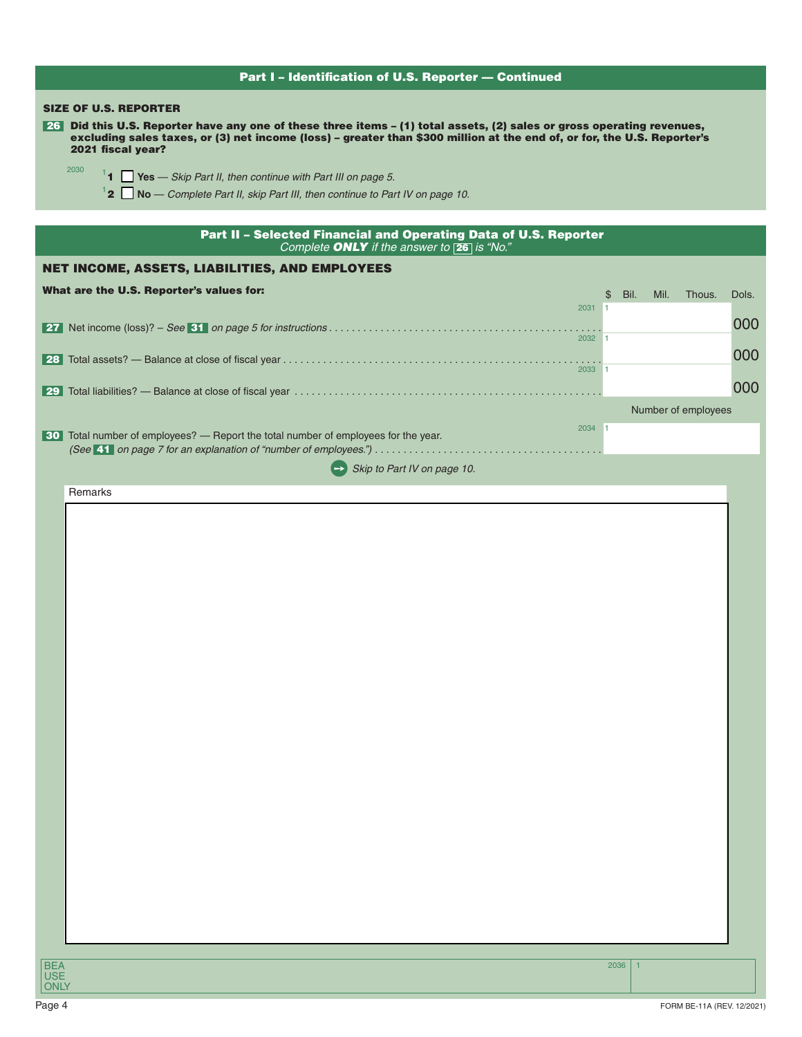## Part I – Identification of U.S. Reporter — Continued

### SIZE OF U.S. REPORTER

**26** **Did this U.S. Reporter have any one of these three items – (1) total assets, (2) sales or gross operating revenues, excluding sales taxes, or (3) net income (loss) – greater than $300 million at the end of, or for, the U.S. Reporter's 2021 fiscal year?**

2030

- 1 ☐ **Yes** — *Skip Part II, then continue with Part III on page 5.*
- 2 ☐ **No** — *Complete Part II, skip Part III, then continue to Part IV on page 10.*

## Part II – Selected Financial and Operating Data of U.S. Reporter

*Complete* ***ONLY*** *if the answer to* **26** *is "No."*

### NET INCOME, ASSETS, LIABILITIES, AND EMPLOYEES

**What are the U.S. Reporter's values for:**

| | | $ Bil. Mil. Thous. Dols. |
|---|---|---|
| **27** Net income (loss)? – *See* **31** *on page 5 for instructions* | 2031 | 1 000 |
| **28** Total assets? — Balance at close of fiscal year | 2032 | 1 000 |
| **29** Total liabilities? — Balance at close of fiscal year | 2033 | 1 000 |

| | | Number of employees |
|---|---|---|
| **30** Total number of employees? — Report the total number of employees for the year. *(See* **41** *on page 7 for an explanation of "number of employees.")* | 2034 | 1 |

*Skip to Part IV on page 10.*

Remarks

BEA USE ONLY 2036 1

FORM BE-11A (REV. 12/2021)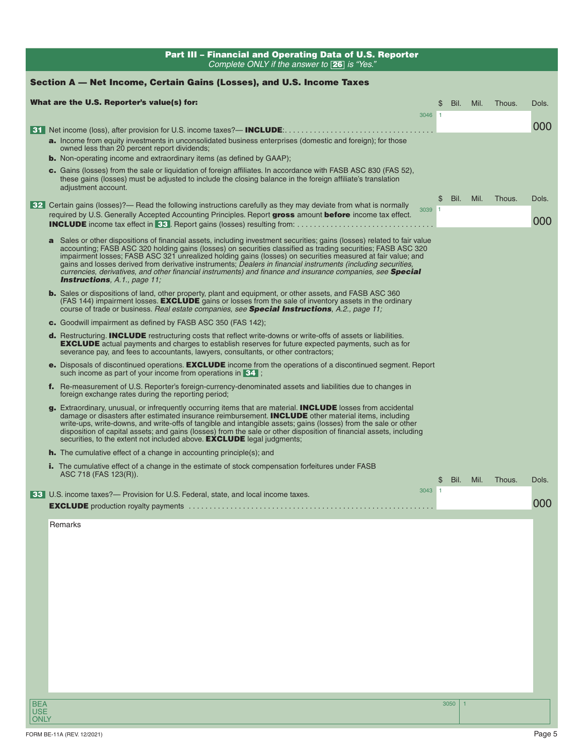## Part III – Financial and Operating Data of U.S. Reporter

*Complete ONLY if the answer to **26** is "Yes."*

### Section A — Net Income, Certain Gains (Losses), and U.S. Income Taxes

**What are the U.S. Reporter's value(s) for:**

**31** Net income (loss), after provision for U.S. income taxes?— **INCLUDE**:

| | $ Bil. | Mil. | Thous. | Dols. |
|---|---|---|---|---|
| 3046 | 1 | | | 000 |

**a.** Income from equity investments in unconsolidated business enterprises (domestic and foreign); for those owned less than 20 percent report dividends;

**b.** Non-operating income and extraordinary items (as defined by GAAP);

**c.** Gains (losses) from the sale or liquidation of foreign affiliates. In accordance with FASB ASC 830 (FAS 52), these gains (losses) must be adjusted to include the closing balance in the foreign affiliate's translation adjustment account.

**32** Certain gains (losses)?— Read the following instructions carefully as they may deviate from what is normally required by U.S. Generally Accepted Accounting Principles. Report **gross** amount **before** income tax effect. **INCLUDE** income tax effect in **33**. Report gains (losses) resulting from:

| | $ Bil. | Mil. | Thous. | Dols. |
|---|---|---|---|---|
| 3039 | 1 | | | 000 |

**a** Sales or other dispositions of financial assets, including investment securities; gains (losses) related to fair value accounting; FASB ASC 320 holding gains (losses) on securities classified as trading securities; FASB ASC 320 impairment losses; FASB ASC 321 unrealized holding gains (losses) on securities measured at fair value; and gains and losses derived from derivative instruments; *Dealers in financial instruments (including securities, currencies, derivatives, and other financial instruments) and finance and insurance companies, see **Special Instructions**, A.1., page 11;*

**b.** Sales or dispositions of land, other property, plant and equipment, or other assets, and FASB ASC 360 (FAS 144) impairment losses. **EXCLUDE** gains or losses from the sale of inventory assets in the ordinary course of trade or business. *Real estate companies, see **Special Instructions**, A.2., page 11;*

**c.** Goodwill impairment as defined by FASB ASC 350 (FAS 142);

**d.** Restructuring. **INCLUDE** restructuring costs that reflect write-downs or write-offs of assets or liabilities. **EXCLUDE** actual payments and charges to establish reserves for future expected payments, such as for severance pay, and fees to accountants, lawyers, consultants, or other contractors;

**e.** Disposals of discontinued operations. **EXCLUDE** income from the operations of a discontinued segment. Report such income as part of your income from operations in **34** ;

**f.** Re-measurement of U.S. Reporter's foreign-currency-denominated assets and liabilities due to changes in foreign exchange rates during the reporting period;

**g.** Extraordinary, unusual, or infrequently occurring items that are material. **INCLUDE** losses from accidental damage or disasters after estimated insurance reimbursement. **INCLUDE** other material items, including write-ups, write-downs, and write-offs of tangible and intangible assets; gains (losses) from the sale or other disposition of capital assets; and gains (losses) from the sale or other disposition of financial assets, including securities, to the extent not included above. **EXCLUDE** legal judgments;

**h.** The cumulative effect of a change in accounting principle(s); and

**i.** The cumulative effect of a change in the estimate of stock compensation forfeitures under FASB ASC 718 (FAS 123(R)).

**33** U.S. income taxes?— Provision for U.S. Federal, state, and local income taxes. **EXCLUDE** production royalty payments

| | $ Bil. | Mil. | Thous. | Dols. |
|---|---|---|---|---|
| 3043 | 1 | | | 000 |

Remarks

BEA USE ONLY 3050 1

FORM BE-11A (REV. 12/2021)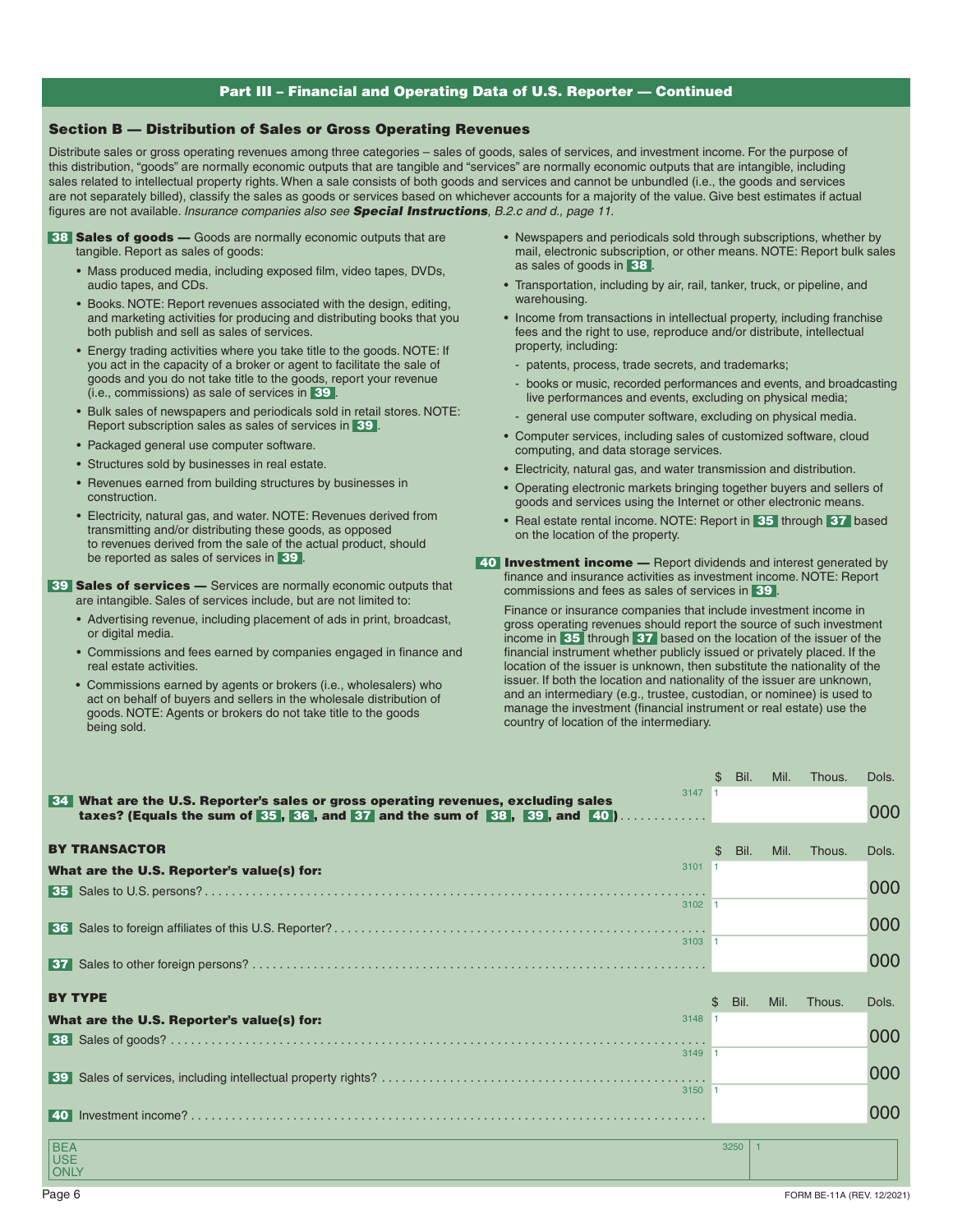## Part III – Financial and Operating Data of U.S. Reporter — Continued

### Section B — Distribution of Sales or Gross Operating Revenues

Distribute sales or gross operating revenues among three categories – sales of goods, sales of services, and investment income. For the purpose of this distribution, "goods" are normally economic outputs that are tangible and "services" are normally economic outputs that are intangible, including sales related to intellectual property rights. When a sale consists of both goods and services and cannot be unbundled (i.e., the goods and services are not separately billed), classify the sales as goods or services based on whichever accounts for a majority of the value. Give best estimates if actual figures are not available. *Insurance companies also see* ***Special Instructions****, B.2.c and d., page 11.*

**38 Sales of goods —** Goods are normally economic outputs that are tangible. Report as sales of goods:

- Mass produced media, including exposed film, video tapes, DVDs, audio tapes, and CDs.
- Books. NOTE: Report revenues associated with the design, editing, and marketing activities for producing and distributing books that you both publish and sell as sales of services.
- Energy trading activities where you take title to the goods. NOTE: If you act in the capacity of a broker or agent to facilitate the sale of goods and you do not take title to the goods, report your revenue (i.e., commissions) as sale of services in **39**.
- Bulk sales of newspapers and periodicals sold in retail stores. NOTE: Report subscription sales as sales of services in **39**.
- Packaged general use computer software.
- Structures sold by businesses in real estate.
- Revenues earned from building structures by businesses in construction.
- Electricity, natural gas, and water. NOTE: Revenues derived from transmitting and/or distributing these goods, as opposed to revenues derived from the sale of the actual product, should be reported as sales of services in **39**.

**39 Sales of services —** Services are normally economic outputs that are intangible. Sales of services include, but are not limited to:

- Advertising revenue, including placement of ads in print, broadcast, or digital media.
- Commissions and fees earned by companies engaged in finance and real estate activities.
- Commissions earned by agents or brokers (i.e., wholesalers) who act on behalf of buyers and sellers in the wholesale distribution of goods. NOTE: Agents or brokers do not take title to the goods being sold.
- Newspapers and periodicals sold through subscriptions, whether by mail, electronic subscription, or other means. NOTE: Report bulk sales as sales of goods in **38**.
- Transportation, including by air, rail, tanker, truck, or pipeline, and warehousing.
- Income from transactions in intellectual property, including franchise fees and the right to use, reproduce and/or distribute, intellectual property, including:
  - patents, process, trade secrets, and trademarks;
  - books or music, recorded performances and events, and broadcasting live performances and events, excluding on physical media;
  - general use computer software, excluding on physical media.
- Computer services, including sales of customized software, cloud computing, and data storage services.
- Electricity, natural gas, and water transmission and distribution.
- Operating electronic markets bringing together buyers and sellers of goods and services using the Internet or other electronic means.
- Real estate rental income. NOTE: Report in **35** through **37** based on the location of the property.

**40 Investment income —** Report dividends and interest generated by finance and insurance activities as investment income. NOTE: Report commissions and fees as sales of services in **39**.

Finance or insurance companies that include investment income in gross operating revenues should report the source of such investment income in **35** through **37** based on the location of the issuer of the financial instrument whether publicly issued or privately placed. If the location of the issuer is unknown, then substitute the nationality of the issuer. If both the location and nationality of the issuer are unknown, and an intermediary (e.g., trustee, custodian, or nominee) is used to manage the investment (financial instrument or real estate) use the country of location of the intermediary.

| | Code | $ Bil. | Mil. | Thous. | Dols. |
|---|---|---|---|---|---|
| **34 What are the U.S. Reporter's sales or gross operating revenues, excluding sales taxes? (Equals the sum of 35, 36, and 37 and the sum of 38, 39, and 40)** | 3147 | 1 | | | 000 |

**BY TRANSACTOR**

**What are the U.S. Reporter's value(s) for:**

| | Code | $ Bil. | Mil. | Thous. | Dols. |
|---|---|---|---|---|---|
| **35** Sales to U.S. persons? | 3101 | 1 | | | 000 |
| **36** Sales to foreign affiliates of this U.S. Reporter? | 3102 | 1 | | | 000 |
| **37** Sales to other foreign persons? | 3103 | 1 | | | 000 |

**BY TYPE**

**What are the U.S. Reporter's value(s) for:**

| | Code | $ Bil. | Mil. | Thous. | Dols. |
|---|---|---|---|---|---|
| **38** Sales of goods? | 3148 | 1 | | | 000 |
| **39** Sales of services, including intellectual property rights? | 3149 | 1 | | | 000 |
| **40** Investment income? | 3150 | 1 | | | 000 |

| BEA USE ONLY | 3250 | 1 |
|---|---|---|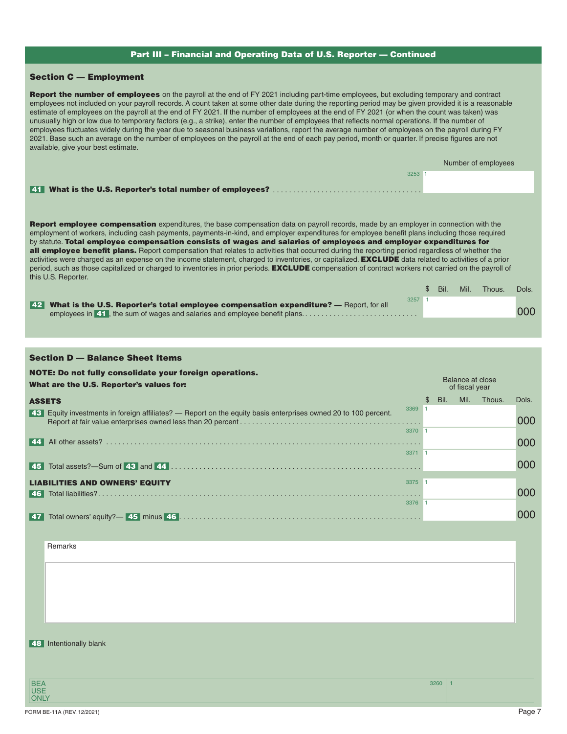## Part III – Financial and Operating Data of U.S. Reporter — Continued

### Section C — Employment

**Report the number of employees** on the payroll at the end of FY 2021 including part-time employees, but excluding temporary and contract employees not included on your payroll records. A count taken at some other date during the reporting period may be given provided it is a reasonable estimate of employees on the payroll at the end of FY 2021. If the number of employees at the end of FY 2021 (or when the count was taken) was unusually high or low due to temporary factors (e.g., a strike), enter the number of employees that reflects normal operations. If the number of employees fluctuates widely during the year due to seasonal business variations, report the average number of employees on the payroll during FY 2021. Base such an average on the number of employees on the payroll at the end of each pay period, month or quarter. If precise figures are not available, give your best estimate.

| | | Number of employees |
|---|---|---|
| **41** **What is the U.S. Reporter's total number of employees?** | 3253 1 | |

**Report employee compensation** expenditures, the base compensation data on payroll records, made by an employer in connection with the employment of workers, including cash payments, payments-in-kind, and employer expenditures for employee benefit plans including those required by statute. **Total employee compensation consists of wages and salaries of employees and employer expenditures for all employee benefit plans.** Report compensation that relates to activities that occurred during the reporting period regardless of whether the activities were charged as an expense on the income statement, charged to inventories, or capitalized. **EXCLUDE** data related to activities of a prior period, such as those capitalized or charged to inventories in prior periods. **EXCLUDE** compensation of contract workers not carried on the payroll of this U.S. Reporter.

| | | $ Bil. Mil. Thous. | Dols. |
|---|---|---|---|
| **42** **What is the U.S. Reporter's total employee compensation expenditure? —** Report, for all employees in **41**, the sum of wages and salaries and employee benefit plans. | 3257 1 | | 000 |

### Section D — Balance Sheet Items

**NOTE: Do not fully consolidate your foreign operations.**

**What are the U.S. Reporter's values for:**

| | | Balance at close of fiscal year<br>$ Bil. Mil. Thous. | Dols. |
|---|---|---|---|
| **ASSETS** | | | |
| **43** Equity investments in foreign affiliates? — Report on the equity basis enterprises owned 20 to 100 percent. Report at fair value enterprises owned less than 20 percent | 3369 1 | | 000 |
| **44** All other assets? | 3370 1 | | 000 |
| **45** Total assets?—Sum of **43** and **44** | 3371 1 | | 000 |
| **LIABILITIES AND OWNERS' EQUITY** | | | |
| **46** Total liabilities? | 3375 1 | | 000 |
| **47** Total owners' equity?— **45** minus **46** | 3376 1 | | 000 |

Remarks

**48** Intentionally blank

BEA USE ONLY 3260 1

FORM BE-11A (REV. 12/2021)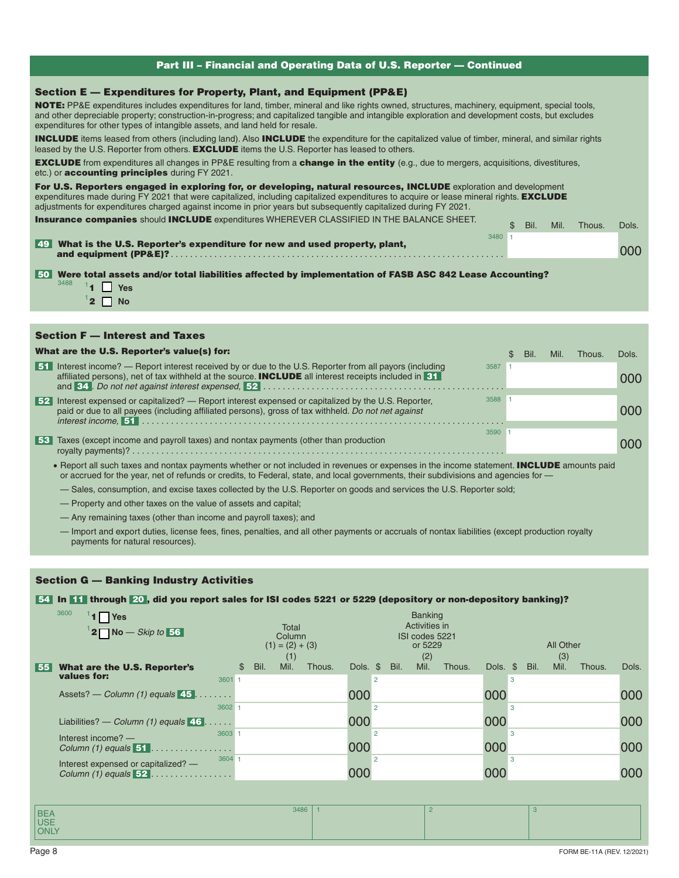## Part III – Financial and Operating Data of U.S. Reporter — Continued

### Section E — Expenditures for Property, Plant, and Equipment (PP&E)

**NOTE:** PP&E expenditures includes expenditures for land, timber, mineral and like rights owned, structures, machinery, equipment, special tools, and other depreciable property; construction-in-progress; and capitalized tangible and intangible exploration and development costs, but excludes expenditures for other types of intangible assets, and land held for resale.

**INCLUDE** items leased from others (including land). Also **INCLUDE** the expenditure for the capitalized value of timber, mineral, and similar rights leased by the U.S. Reporter from others. **EXCLUDE** items the U.S. Reporter has leased to others.

**EXCLUDE** from expenditures all changes in PP&E resulting from a **change in the entity** (e.g., due to mergers, acquisitions, divestitures, etc.) or **accounting principles** during FY 2021.

**For U.S. Reporters engaged in exploring for, or developing, natural resources, INCLUDE** exploration and development expenditures made during FY 2021 that were capitalized, including capitalized expenditures to acquire or lease mineral rights. **EXCLUDE** adjustments for expenditures charged against income in prior years but subsequently capitalized during FY 2021.

**Insurance companies** should **INCLUDE** expenditures WHEREVER CLASSIFIED IN THE BALANCE SHEET.

| | | $ Bil. Mil. Thous. Dols. |
|---|---|---|
| **49** **What is the U.S. Reporter's expenditure for new and used property, plant, and equipment (PP&E)?** | 3480 | 1 ______ 000 |

**50** **Were total assets and/or total liabilities affected by implementation of FASB ASC 842 Lease Accounting?**

3488
- [1] 1 ☐ **Yes**
- [1] 2 ☐ **No**

### Section F — Interest and Taxes

**What are the U.S. Reporter's value(s) for:**

| | | $ Bil. Mil. Thous. Dols. |
|---|---|---|
| **51** Interest income? — Report interest received by or due to the U.S. Reporter from all payors (including affiliated persons), net of tax withheld at the source. **INCLUDE** all interest receipts included in **31** and **34**. *Do not net against interest expensed,* **52** | 3587 | 1 ______ 000 |
| **52** Interest expensed or capitalized? — Report interest expensed or capitalized by the U.S. Reporter, paid or due to all payees (including affiliated persons), gross of tax withheld. *Do not net against interest income,* **51** | 3588 | 1 ______ 000 |
| **53** Taxes (except income and payroll taxes) and nontax payments (other than production royalty payments)? | 3590 | 1 ______ 000 |

- Report all such taxes and nontax payments whether or not included in revenues or expenses in the income statement. **INCLUDE** amounts paid or accrued for the year, net of refunds or credits, to Federal, state, and local governments, their subdivisions and agencies for —
  - — Sales, consumption, and excise taxes collected by the U.S. Reporter on goods and services the U.S. Reporter sold;
  - — Property and other taxes on the value of assets and capital;
  - — Any remaining taxes (other than income and payroll taxes); and
  - — Import and export duties, license fees, fines, penalties, and all other payments or accruals of nontax liabilities (except production royalty payments for natural resources).

### Section G — Banking Industry Activities

**54** **In 11 through 20, did you report sales for ISI codes 5221 or 5229 (depository or non-depository banking)?**

3600
- [1] 1 ☐ **Yes**
- [1] 2 ☐ **No** — *Skip to* **56**

| **55** **What are the U.S. Reporter's values for:** | | Total Column (1) = (2) + (3) (1) $ Bil. Mil. Thous. Dols. | Banking Activities in ISI codes 5221 or 5229 (2) $ Bil. Mil. Thous. Dols. | All Other (3) $ Bil. Mil. Thous. Dols. |
|---|---|---|---|---|
| Assets? — *Column (1) equals* **45** | 3601 | 1 ______ 000 | 2 ______ 000 | 3 ______ 000 |
| Liabilities? — *Column (1) equals* **46** | 3602 | 1 ______ 000 | 2 ______ 000 | 3 ______ 000 |
| Interest income? — *Column (1) equals* **51** | 3603 | 1 ______ 000 | 2 ______ 000 | 3 ______ 000 |
| Interest expensed or capitalized? — *Column (1) equals* **52** | 3604 | 1 ______ 000 | 2 ______ 000 | 3 ______ 000 |

| BEA USE ONLY | 3486 | 1 | 2 | 3 |
|---|---|---|---|---|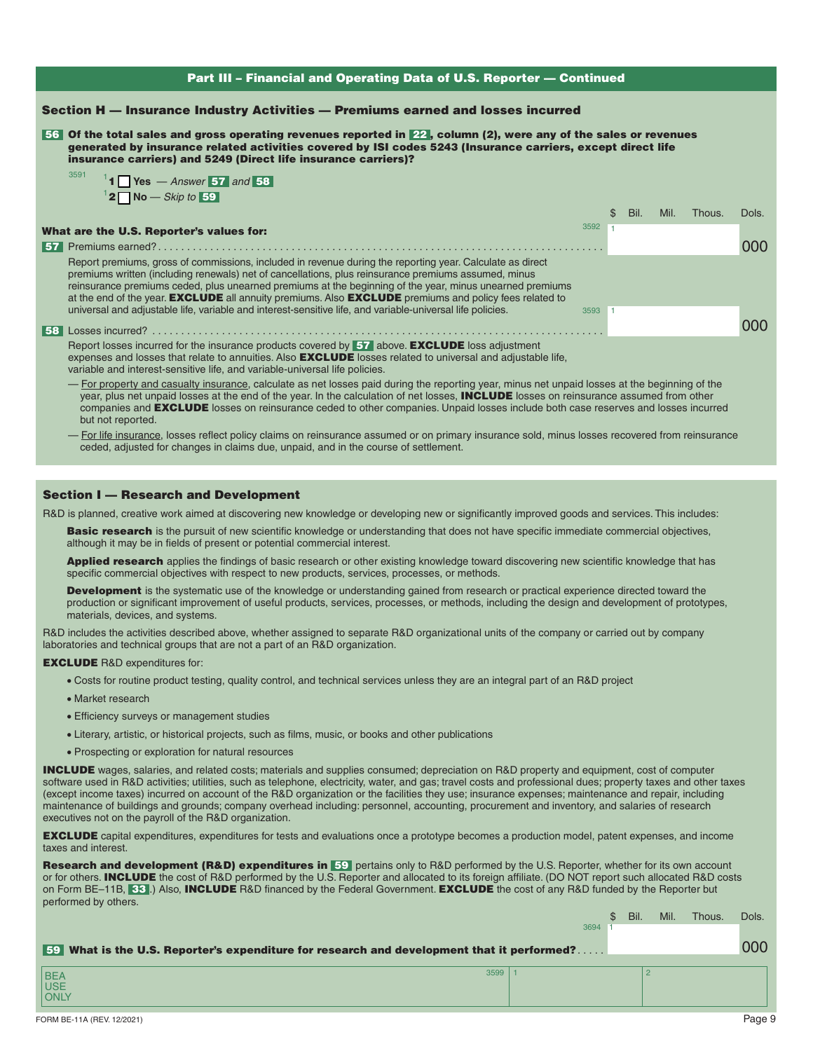## Part III – Financial and Operating Data of U.S. Reporter — Continued

### Section H — Insurance Industry Activities — Premiums earned and losses incurred

**56** **Of the total sales and gross operating revenues reported in 22, column (2), were any of the sales or revenues generated by insurance related activities covered by ISI codes 5243 (Insurance carriers, except direct life insurance carriers) and 5249 (Direct life insurance carriers)?**

3591
- 1 ☐ **Yes** — *Answer* **57** *and* **58**
- 2 ☐ **No** — *Skip to* **59**

**What are the U.S. Reporter's values for:**

| | | $ Bil. | Mil. | Thous. | Dols. |
|---|---|---|---|---|---|
| **57** Premiums earned? | 3592 | 1 | | | 000 |
| **58** Losses incurred? | 3593 | 1 | | | 000 |

**57** Premiums earned?

Report premiums, gross of commissions, included in revenue during the reporting year. Calculate as direct premiums written (including renewals) net of cancellations, plus reinsurance premiums assumed, minus reinsurance premiums ceded, plus unearned premiums at the beginning of the year, minus unearned premiums at the end of the year. **EXCLUDE** all annuity premiums. Also **EXCLUDE** premiums and policy fees related to universal and adjustable life, variable and interest-sensitive life, and variable-universal life policies.

**58** Losses incurred?

Report losses incurred for the insurance products covered by **57** above. **EXCLUDE** loss adjustment expenses and losses that relate to annuities. Also **EXCLUDE** losses related to universal and adjustable life, variable and interest-sensitive life, and variable-universal life policies.

— For property and casualty insurance, calculate as net losses paid during the reporting year, minus net unpaid losses at the beginning of the year, plus net unpaid losses at the end of the year. In the calculation of net losses, **INCLUDE** losses on reinsurance assumed from other companies and **EXCLUDE** losses on reinsurance ceded to other companies. Unpaid losses include both case reserves and losses incurred but not reported.

— For life insurance, losses reflect policy claims on reinsurance assumed or on primary insurance sold, minus losses recovered from reinsurance ceded, adjusted for changes in claims due, unpaid, and in the course of settlement.

### Section I — Research and Development

R&D is planned, creative work aimed at discovering new knowledge or developing new or significantly improved goods and services. This includes:

**Basic research** is the pursuit of new scientific knowledge or understanding that does not have specific immediate commercial objectives, although it may be in fields of present or potential commercial interest.

**Applied research** applies the findings of basic research or other existing knowledge toward discovering new scientific knowledge that has specific commercial objectives with respect to new products, services, processes, or methods.

**Development** is the systematic use of the knowledge or understanding gained from research or practical experience directed toward the production or significant improvement of useful products, services, processes, or methods, including the design and development of prototypes, materials, devices, and systems.

R&D includes the activities described above, whether assigned to separate R&D organizational units of the company or carried out by company laboratories and technical groups that are not a part of an R&D organization.

**EXCLUDE** R&D expenditures for:

- Costs for routine product testing, quality control, and technical services unless they are an integral part of an R&D project
- Market research
- Efficiency surveys or management studies
- Literary, artistic, or historical projects, such as films, music, or books and other publications
- Prospecting or exploration for natural resources

**INCLUDE** wages, salaries, and related costs; materials and supplies consumed; depreciation on R&D property and equipment, cost of computer software used in R&D activities; utilities, such as telephone, electricity, water, and gas; travel costs and professional dues; property taxes and other taxes (except income taxes) incurred on account of the R&D organization or the facilities they use; insurance expenses; maintenance and repair, including maintenance of buildings and grounds; company overhead including: personnel, accounting, procurement and inventory, and salaries of research executives not on the payroll of the R&D organization.

**EXCLUDE** capital expenditures, expenditures for tests and evaluations once a prototype becomes a production model, patent expenses, and income taxes and interest.

**Research and development (R&D) expenditures in 59** pertains only to R&D performed by the U.S. Reporter, whether for its own account or for others. **INCLUDE** the cost of R&D performed by the U.S. Reporter and allocated to its foreign affiliate. (DO NOT report such allocated R&D costs on Form BE–11B, **33**.) Also, **INCLUDE** R&D financed by the Federal Government. **EXCLUDE** the cost of any R&D funded by the Reporter but performed by others.

| | | $ Bil. | Mil. | Thous. | Dols. |
|---|---|---|---|---|---|
| **59** **What is the U.S. Reporter's expenditure for research and development that it performed?** | 3694 | 1 | | | 000 |

| BEA USE ONLY | 3599 | 1 | 2 |
|---|---|---|---|

FORM BE-11A (REV. 12/2021)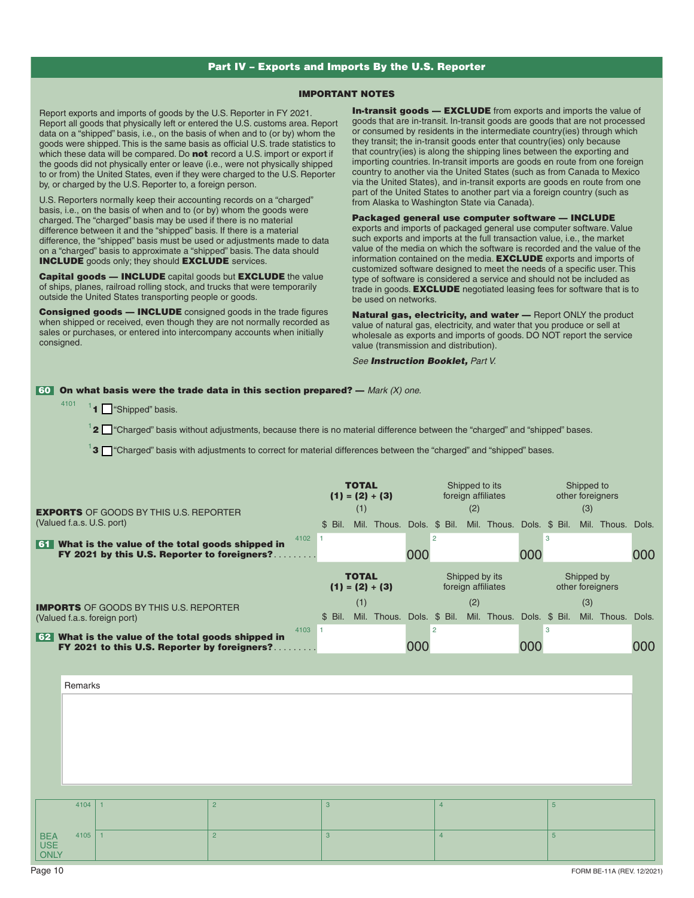## Part IV – Exports and Imports By the U.S. Reporter

### IMPORTANT NOTES

Report exports and imports of goods by the U.S. Reporter in FY 2021. Report all goods that physically left or entered the U.S. customs area. Report data on a "shipped" basis, i.e., on the basis of when and to (or by) whom the goods were shipped. This is the same basis as official U.S. trade statistics to which these data will be compared. Do **not** record a U.S. import or export if the goods did not physically enter or leave (i.e., were not physically shipped to or from) the United States, even if they were charged to the U.S. Reporter by, or charged by the U.S. Reporter to, a foreign person.

U.S. Reporters normally keep their accounting records on a "charged" basis, i.e., on the basis of when and to (or by) whom the goods were charged. The "charged" basis may be used if there is no material difference between it and the "shipped" basis. If there is a material difference, the "shipped" basis must be used or adjustments made to data on a "charged" basis to approximate a "shipped" basis. The data should **INCLUDE** goods only; they should **EXCLUDE** services.

**Capital goods — INCLUDE** capital goods but **EXCLUDE** the value of ships, planes, railroad rolling stock, and trucks that were temporarily outside the United States transporting people or goods.

**Consigned goods — INCLUDE** consigned goods in the trade figures when shipped or received, even though they are not normally recorded as sales or purchases, or entered into intercompany accounts when initially consigned.

**In-transit goods — EXCLUDE** from exports and imports the value of goods that are in-transit. In-transit goods are goods that are not processed or consumed by residents in the intermediate country(ies) through which they transit; the in-transit goods enter that country(ies) only because that country(ies) is along the shipping lines between the exporting and importing countries. In-transit imports are goods en route from one foreign country to another via the United States (such as from Canada to Mexico via the United States), and in-transit exports are goods en route from one part of the United States to another part via a foreign country (such as from Alaska to Washington State via Canada).

**Packaged general use computer software — INCLUDE** exports and imports of packaged general use computer software. Value such exports and imports at the full transaction value, i.e., the market value of the media on which the software is recorded and the value of the information contained on the media. **EXCLUDE** exports and imports of customized software designed to meet the needs of a specific user. This type of software is considered a service and should not be included as trade in goods. **EXCLUDE** negotiated leasing fees for software that is to be used on networks.

**Natural gas, electricity, and water —** Report ONLY the product value of natural gas, electricity, and water that you produce or sell at wholesale as exports and imports of goods. DO NOT report the service value (transmission and distribution).

*See **Instruction Booklet,** Part V.*

**60** **On what basis were the trade data in this section prepared? —** *Mark (X) one.*

4101
- 1 ☐ "Shipped" basis.
- 2 ☐ "Charged" basis without adjustments, because there is no material difference between the "charged" and "shipped" bases.
- 3 ☐ "Charged" basis with adjustments to correct for material differences between the "charged" and "shipped" bases.

| **EXPORTS** OF GOODS BY THIS U.S. REPORTER (Valued f.a.s. U.S. port) | **TOTAL (1) = (2) + (3)** (1) $ Bil. Mil. Thous. Dols. | Shipped to its foreign affiliates (2) $ Bil. Mil. Thous. Dols. | Shipped to other foreigners (3) $ Bil. Mil. Thous. Dols. |
|---|---|---|---|
| **61** **What is the value of the total goods shipped in FY 2021 by this U.S. Reporter to foreigners?** 4102 | 1 000 | 2 000 | 3 000 |

| **IMPORTS** OF GOODS BY THIS U.S. REPORTER (Valued f.a.s. foreign port) | **TOTAL (1) = (2) + (3)** (1) $ Bil. Mil. Thous. Dols. | Shipped by its foreign affiliates (2) $ Bil. Mil. Thous. Dols. | Shipped by other foreigners (3) $ Bil. Mil. Thous. Dols. |
|---|---|---|---|
| **62** **What is the value of the total goods shipped in FY 2021 to this U.S. Reporter by foreigners?** 4103 | 1 000 | 2 000 | 3 000 |

Remarks

| BEA USE ONLY | | | | | |
|---|---|---|---|---|---|
| 4104 | 1 | 2 | 3 | 4 | 5 |
| 4105 | 1 | 2 | 3 | 4 | 5 |

FORM BE-11A (REV. 12/2021)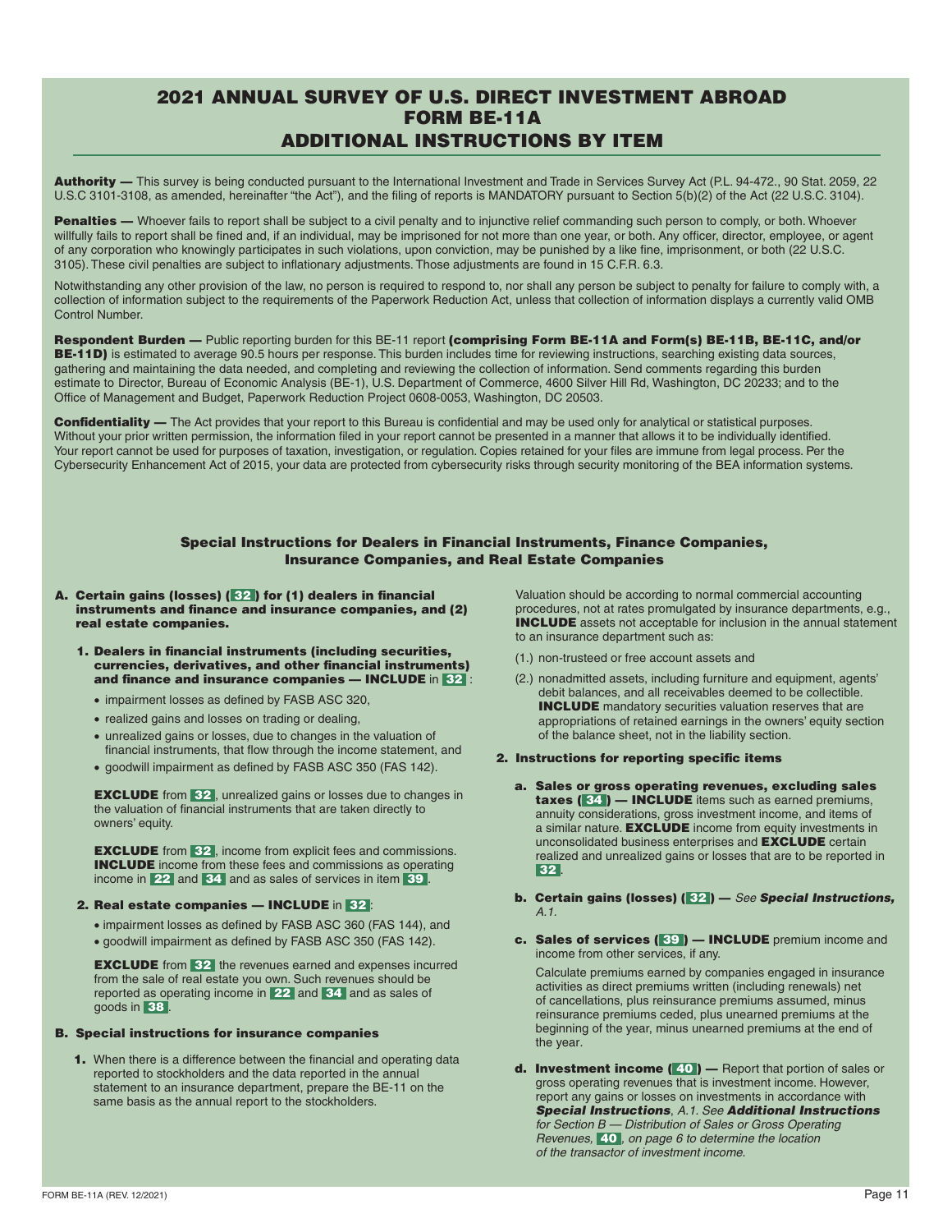# 2021 ANNUAL SURVEY OF U.S. DIRECT INVESTMENT ABROAD
# FORM BE-11A
# ADDITIONAL INSTRUCTIONS BY ITEM

**Authority —** This survey is being conducted pursuant to the International Investment and Trade in Services Survey Act (P.L. 94-472., 90 Stat. 2059, 22 U.S.C 3101-3108, as amended, hereinafter "the Act"), and the filing of reports is MANDATORY pursuant to Section 5(b)(2) of the Act (22 U.S.C. 3104).

**Penalties —** Whoever fails to report shall be subject to a civil penalty and to injunctive relief commanding such person to comply, or both. Whoever willfully fails to report shall be fined and, if an individual, may be imprisoned for not more than one year, or both. Any officer, director, employee, or agent of any corporation who knowingly participates in such violations, upon conviction, may be punished by a like fine, imprisonment, or both (22 U.S.C. 3105). These civil penalties are subject to inflationary adjustments. Those adjustments are found in 15 C.F.R. 6.3.

Notwithstanding any other provision of the law, no person is required to respond to, nor shall any person be subject to penalty for failure to comply with, a collection of information subject to the requirements of the Paperwork Reduction Act, unless that collection of information displays a currently valid OMB Control Number.

**Respondent Burden —** Public reporting burden for this BE-11 report **(comprising Form BE-11A and Form(s) BE-11B, BE-11C, and/or BE-11D)** is estimated to average 90.5 hours per response. This burden includes time for reviewing instructions, searching existing data sources, gathering and maintaining the data needed, and completing and reviewing the collection of information. Send comments regarding this burden estimate to Director, Bureau of Economic Analysis (BE-1), U.S. Department of Commerce, 4600 Silver Hill Rd, Washington, DC 20233; and to the Office of Management and Budget, Paperwork Reduction Project 0608-0053, Washington, DC 20503.

**Confidentiality —** The Act provides that your report to this Bureau is confidential and may be used only for analytical or statistical purposes. Without your prior written permission, the information filed in your report cannot be presented in a manner that allows it to be individually identified. Your report cannot be used for purposes of taxation, investigation, or regulation. Copies retained for your files are immune from legal process. Per the Cybersecurity Enhancement Act of 2015, your data are protected from cybersecurity risks through security monitoring of the BEA information systems.

## Special Instructions for Dealers in Financial Instruments, Finance Companies, Insurance Companies, and Real Estate Companies

### A. Certain gains (losses) (32) for (1) dealers in financial instruments and finance and insurance companies, and (2) real estate companies.

**1. Dealers in financial instruments (including securities, currencies, derivatives, and other financial instruments) and finance and insurance companies — INCLUDE** in **32**:

- impairment losses as defined by FASB ASC 320,
- realized gains and losses on trading or dealing,
- unrealized gains or losses, due to changes in the valuation of financial instruments that flow through the income statement, and
- goodwill impairment as defined by FASB ASC 350 (FAS 142).

**EXCLUDE** from **32**, unrealized gains or losses due to changes in the valuation of financial instruments that are taken directly to owners' equity.

**EXCLUDE** from **32**, income from explicit fees and commissions. **INCLUDE** income from these fees and commissions as operating income in **22** and **34** and as sales of services in item **39**.

**2. Real estate companies — INCLUDE** in **32**:

- impairment losses as defined by FASB ASC 360 (FAS 144), and
- goodwill impairment as defined by FASB ASC 350 (FAS 142).

**EXCLUDE** from **32** the revenues earned and expenses incurred from the sale of real estate you own. Such revenues should be reported as operating income in **22** and **34** and as sales of goods in **38**.

### B. Special instructions for insurance companies

**1.** When there is a difference between the financial and operating data reported to stockholders and the data reported in the annual statement to an insurance department, prepare the BE-11 on the same basis as the annual report to the stockholders.

Valuation should be according to normal commercial accounting procedures, not at rates promulgated by insurance departments, e.g., **INCLUDE** assets not acceptable for inclusion in the annual statement to an insurance department such as:

(1.) non-trusteed or free account assets and

(2.) nonadmitted assets, including furniture and equipment, agents' debit balances, and all receivables deemed to be collectible. **INCLUDE** mandatory securities valuation reserves that are appropriations of retained earnings in the owners' equity section of the balance sheet, not in the liability section.

**2. Instructions for reporting specific items**

**a. Sales or gross operating revenues, excluding sales taxes (34) — INCLUDE** items such as earned premiums, annuity considerations, gross investment income, and items of a similar nature. **EXCLUDE** income from equity investments in unconsolidated business enterprises and **EXCLUDE** certain realized and unrealized gains or losses that are to be reported in **32**.

**b. Certain gains (losses) (32) —** *See* ***Special Instructions,*** *A.1.*

**c. Sales of services (39) — INCLUDE** premium income and income from other services, if any.

Calculate premiums earned by companies engaged in insurance activities as direct premiums written (including renewals) net of cancellations, plus reinsurance premiums assumed, minus reinsurance premiums ceded, plus unearned premiums at the beginning of the year, minus unearned premiums at the end of the year.

**d. Investment income (40) —** Report that portion of sales or gross operating revenues that is investment income. However, report any gains or losses on investments in accordance with ***Special Instructions****, A.1. See* ***Additional Instructions*** *for Section B — Distribution of Sales or Gross Operating Revenues,* **40**, *on page 6 to determine the location of the transactor of investment income.*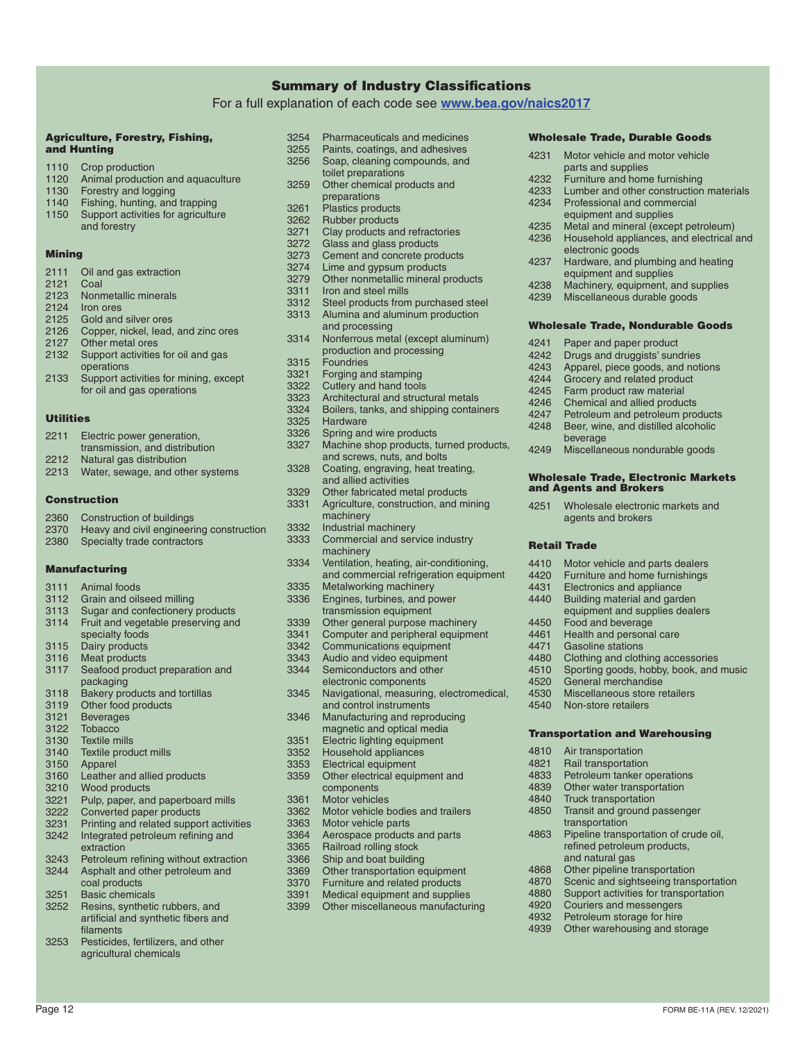## Summary of Industry Classifications

For a full explanation of each code see **www.bea.gov/naics2017**

### Agriculture, Forestry, Fishing, and Hunting

1110 Crop production
1120 Animal production and aquaculture
1130 Forestry and logging
1140 Fishing, hunting, and trapping
1150 Support activities for agriculture and forestry

### Mining

2111 Oil and gas extraction
2121 Coal
2123 Nonmetallic minerals
2124 Iron ores
2125 Gold and silver ores
2126 Copper, nickel, lead, and zinc ores
2127 Other metal ores
2132 Support activities for oil and gas operations
2133 Support activities for mining, except for oil and gas operations

### Utilities

2211 Electric power generation, transmission, and distribution
2212 Natural gas distribution
2213 Water, sewage, and other systems

### Construction

2360 Construction of buildings
2370 Heavy and civil engineering construction
2380 Specialty trade contractors

### Manufacturing

3111 Animal foods
3112 Grain and oilseed milling
3113 Sugar and confectionery products
3114 Fruit and vegetable preserving and specialty foods
3115 Dairy products
3116 Meat products
3117 Seafood product preparation and packaging
3118 Bakery products and tortillas
3119 Other food products
3121 Beverages
3122 Tobacco
3130 Textile mills
3140 Textile product mills
3150 Apparel
3160 Leather and allied products
3210 Wood products
3221 Pulp, paper, and paperboard mills
3222 Converted paper products
3231 Printing and related support activities
3242 Integrated petroleum refining and extraction
3243 Petroleum refining without extraction
3244 Asphalt and other petroleum and coal products
3251 Basic chemicals
3252 Resins, synthetic rubbers, and artificial and synthetic fibers and filaments
3253 Pesticides, fertilizers, and other agricultural chemicals
3254 Pharmaceuticals and medicines
3255 Paints, coatings, and adhesives
3256 Soap, cleaning compounds, and toilet preparations
3259 Other chemical products and preparations
3261 Plastics products
3262 Rubber products
3271 Clay products and refractories
3272 Glass and glass products
3273 Cement and concrete products
3274 Lime and gypsum products
3279 Other nonmetallic mineral products
3311 Iron and steel mills
3312 Steel products from purchased steel
3313 Alumina and aluminum production and processing
3314 Nonferrous metal (except aluminum) production and processing
3315 Foundries
3321 Forging and stamping
3322 Cutlery and hand tools
3323 Architectural and structural metals
3324 Boilers, tanks, and shipping containers
3325 Hardware
3326 Spring and wire products
3327 Machine shop products, turned products, and screws, nuts, and bolts
3328 Coating, engraving, heat treating, and allied activities
3329 Other fabricated metal products
3331 Agriculture, construction, and mining machinery
3332 Industrial machinery
3333 Commercial and service industry machinery
3334 Ventilation, heating, air-conditioning, and commercial refrigeration equipment
3335 Metalworking machinery
3336 Engines, turbines, and power transmission equipment
3339 Other general purpose machinery
3341 Computer and peripheral equipment
3342 Communications equipment
3343 Audio and video equipment
3344 Semiconductors and other electronic components
3345 Navigational, measuring, electromedical, and control instruments
3346 Manufacturing and reproducing magnetic and optical media
3351 Electric lighting equipment
3352 Household appliances
3353 Electrical equipment
3359 Other electrical equipment and components
3361 Motor vehicles
3362 Motor vehicle bodies and trailers
3363 Motor vehicle parts
3364 Aerospace products and parts
3365 Railroad rolling stock
3366 Ship and boat building
3369 Other transportation equipment
3370 Furniture and related products
3391 Medical equipment and supplies
3399 Other miscellaneous manufacturing

### Wholesale Trade, Durable Goods

4231 Motor vehicle and motor vehicle parts and supplies
4232 Furniture and home furnishing
4233 Lumber and other construction materials
4234 Professional and commercial equipment and supplies
4235 Metal and mineral (except petroleum)
4236 Household appliances, and electrical and electronic goods
4237 Hardware, and plumbing and heating equipment and supplies
4238 Machinery, equipment, and supplies
4239 Miscellaneous durable goods

### Wholesale Trade, Nondurable Goods

4241 Paper and paper product
4242 Drugs and druggists' sundries
4243 Apparel, piece goods, and notions
4244 Grocery and related product
4245 Farm product raw material
4246 Chemical and allied products
4247 Petroleum and petroleum products
4248 Beer, wine, and distilled alcoholic beverage
4249 Miscellaneous nondurable goods

### Wholesale Trade, Electronic Markets and Agents and Brokers

4251 Wholesale electronic markets and agents and brokers

### Retail Trade

4410 Motor vehicle and parts dealers
4420 Furniture and home furnishings
4431 Electronics and appliance
4440 Building material and garden equipment and supplies dealers
4450 Food and beverage
4461 Health and personal care
4471 Gasoline stations
4480 Clothing and clothing accessories
4510 Sporting goods, hobby, book, and music
4520 General merchandise
4530 Miscellaneous store retailers
4540 Non-store retailers

### Transportation and Warehousing

4810 Air transportation
4821 Rail transportation
4833 Petroleum tanker operations
4839 Other water transportation
4840 Truck transportation
4850 Transit and ground passenger transportation
4863 Pipeline transportation of crude oil, refined petroleum products, and natural gas
4868 Other pipeline transportation
4870 Scenic and sightseeing transportation
4880 Support activities for transportation
4920 Couriers and messengers
4932 Petroleum storage for hire
4939 Other warehousing and storage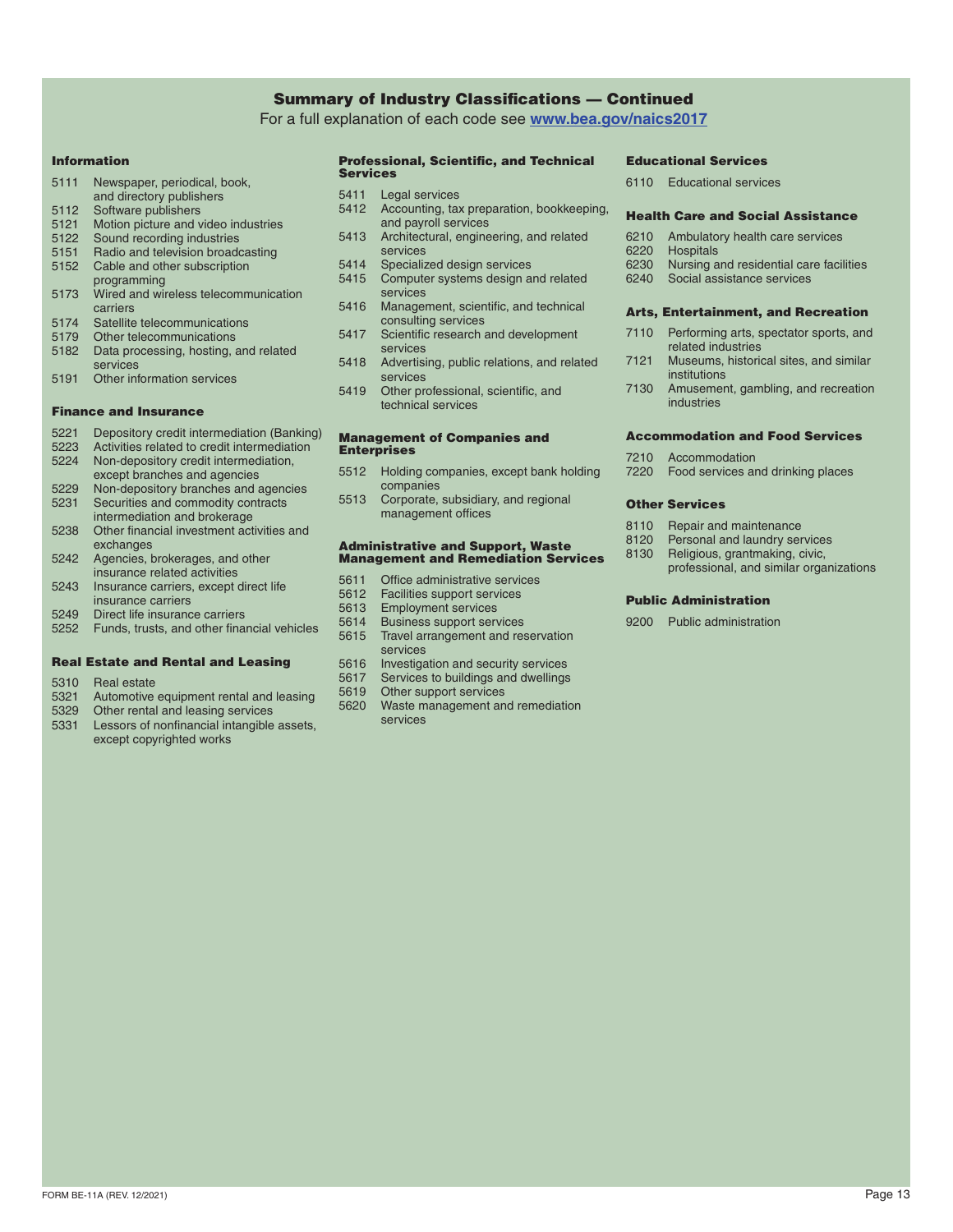## Summary of Industry Classifications — Continued

For a full explanation of each code see **www.bea.gov/naics2017**

### Information

- 5111 Newspaper, periodical, book, and directory publishers
- 5112 Software publishers
- 5121 Motion picture and video industries
- 5122 Sound recording industries
- 5151 Radio and television broadcasting
- 5152 Cable and other subscription programming
- 5173 Wired and wireless telecommunication carriers
- 5174 Satellite telecommunications
- 5179 Other telecommunications
- 5182 Data processing, hosting, and related services
- 5191 Other information services

### Finance and Insurance

- 5221 Depository credit intermediation (Banking)
- 5223 Activities related to credit intermediation
- 5224 Non-depository credit intermediation, except branches and agencies
- 5229 Non-depository branches and agencies
- 5231 Securities and commodity contracts intermediation and brokerage
- 5238 Other financial investment activities and exchanges
- 5242 Agencies, brokerages, and other insurance related activities
- 5243 Insurance carriers, except direct life insurance carriers
- 5249 Direct life insurance carriers
- 5252 Funds, trusts, and other financial vehicles

### Real Estate and Rental and Leasing

- 5310 Real estate
- 5321 Automotive equipment rental and leasing
- 5329 Other rental and leasing services
- 5331 Lessors of nonfinancial intangible assets, except copyrighted works

### Professional, Scientific, and Technical Services

- 5411 Legal services
- 5412 Accounting, tax preparation, bookkeeping, and payroll services
- 5413 Architectural, engineering, and related services
- 5414 Specialized design services
- 5415 Computer systems design and related services
- 5416 Management, scientific, and technical consulting services
- 5417 Scientific research and development services
- 5418 Advertising, public relations, and related services
- 5419 Other professional, scientific, and technical services

### Management of Companies and Enterprises

- 5512 Holding companies, except bank holding companies
- 5513 Corporate, subsidiary, and regional management offices

### Administrative and Support, Waste Management and Remediation Services

- 5611 Office administrative services
- 5612 Facilities support services
- 5613 Employment services
- 5614 Business support services
- 5615 Travel arrangement and reservation services
- 5616 Investigation and security services
- 5617 Services to buildings and dwellings
- 5619 Other support services
- 5620 Waste management and remediation services

### Educational Services

- 6110 Educational services

### Health Care and Social Assistance

- 6210 Ambulatory health care services
- 6220 Hospitals
- 6230 Nursing and residential care facilities
- 6240 Social assistance services

### Arts, Entertainment, and Recreation

- 7110 Performing arts, spectator sports, and related industries
- 7121 Museums, historical sites, and similar institutions
- 7130 Amusement, gambling, and recreation industries

### Accommodation and Food Services

- 7210 Accommodation
- 7220 Food services and drinking places

### Other Services

- 8110 Repair and maintenance
- 8120 Personal and laundry services
- 8130 Religious, grantmaking, civic, professional, and similar organizations

### Public Administration

- 9200 Public administration

FORM BE-11A (REV. 12/2021)